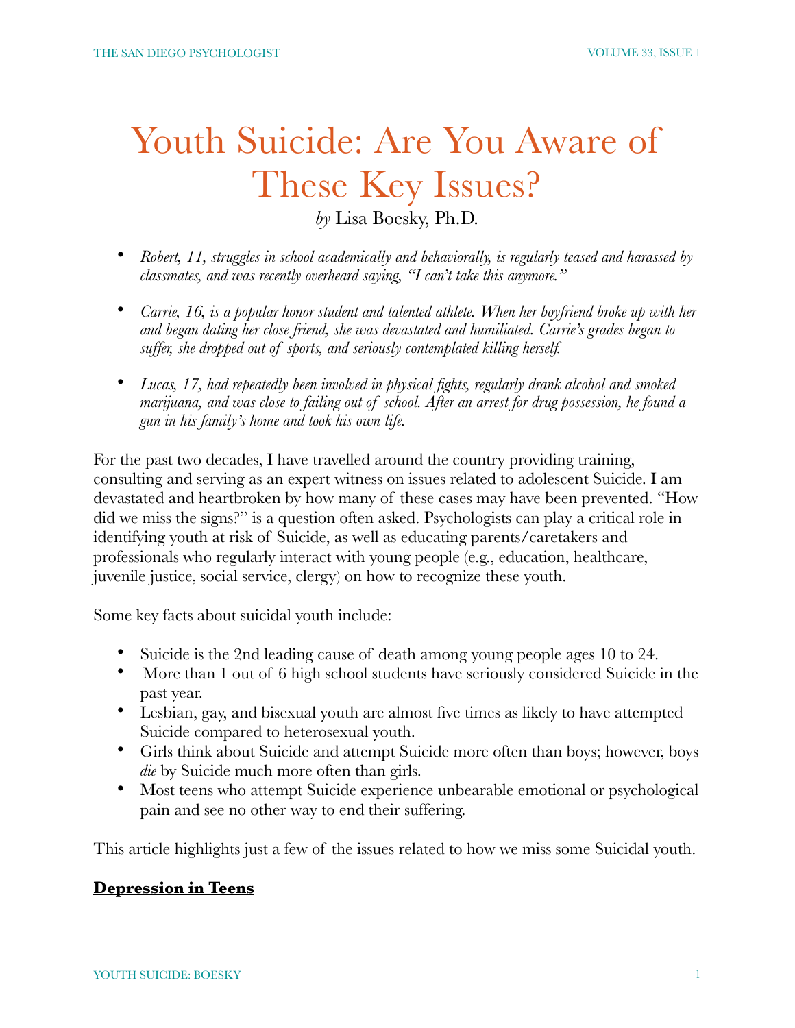# Youth Suicide: Are You Aware of These Key Issues?

*by* Lisa Boesky, Ph.D.

- *Robert, 11, struggles in school academically and behaviorally, is regularly teased and harassed by classmates, and was recently overheard saying, "I can't take this anymore."*
- *Carrie, 16, is a popular honor student and talented athlete. When her boyfriend broke up with her and began dating her close friend, she was devastated and humiliated. Carrie's grades began to suffer, she dropped out of sports, and seriously contemplated killing herself.*
- *Lucas, 17, had repeatedly been involved in physical fights, regularly drank alcohol and smoked marijuana, and was close to failing out of school. After an arrest for drug possession, he found a gun in his family's home and took his own life.*

For the past two decades, I have travelled around the country providing training, consulting and serving as an expert witness on issues related to adolescent Suicide. I am devastated and heartbroken by how many of these cases may have been prevented. "How did we miss the signs?" is a question often asked. Psychologists can play a critical role in identifying youth at risk of Suicide, as well as educating parents/caretakers and professionals who regularly interact with young people (e.g., education, healthcare, juvenile justice, social service, clergy) on how to recognize these youth.

Some key facts about suicidal youth include:

- Suicide is the 2nd leading cause of death among young people ages 10 to 24.
- More than 1 out of 6 high school students have seriously considered Suicide in the past year.
- Lesbian, gay, and bisexual youth are almost five times as likely to have attempted Suicide compared to heterosexual youth.
- Girls think about Suicide and attempt Suicide more often than boys; however, boys *die* by Suicide much more often than girls.
- Most teens who attempt Suicide experience unbearable emotional or psychological pain and see no other way to end their suffering.

This article highlights just a few of the issues related to how we miss some Suicidal youth.

## Depression in Teens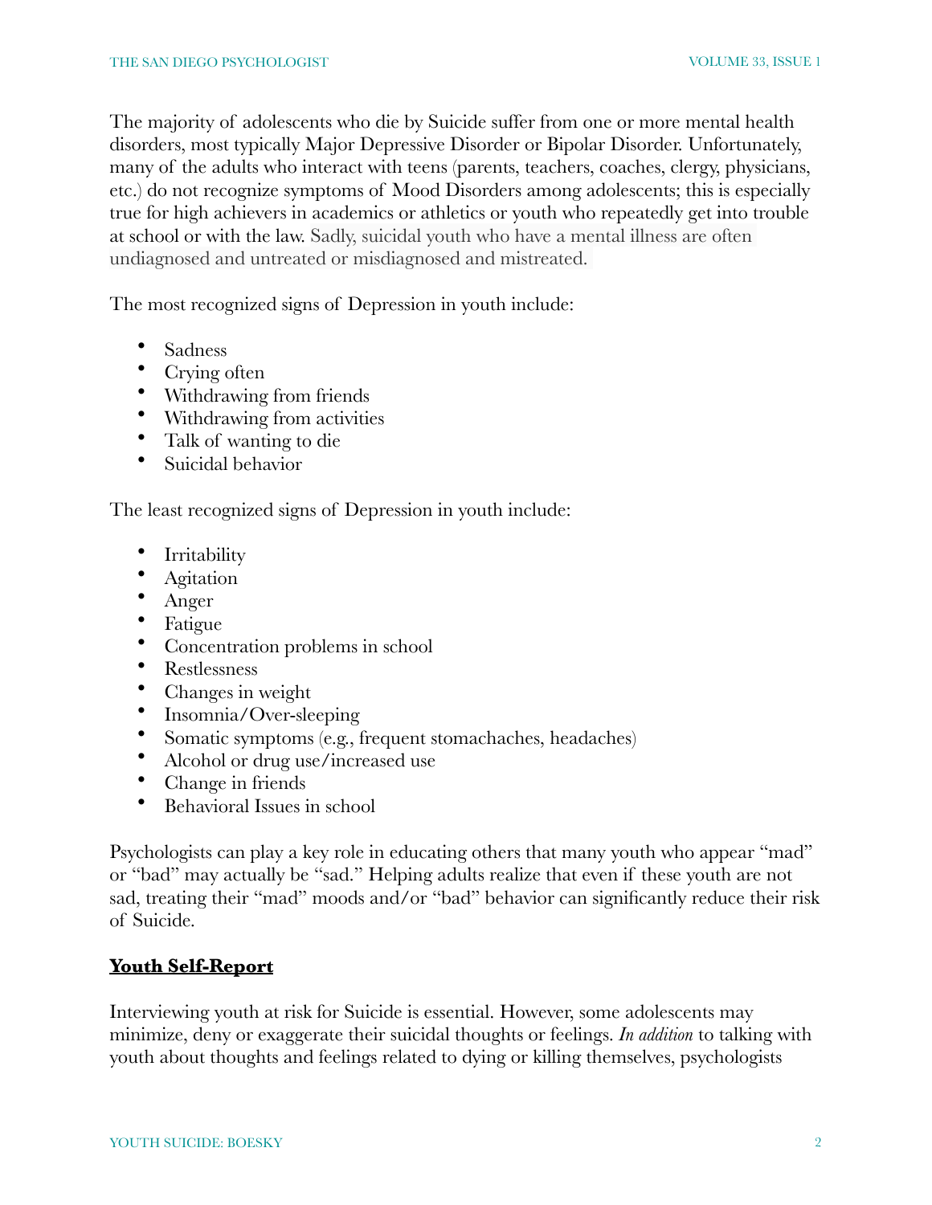The majority of adolescents who die by Suicide suffer from one or more mental health disorders, most typically Major Depressive Disorder or Bipolar Disorder. Unfortunately, many of the adults who interact with teens (parents, teachers, coaches, clergy, physicians, etc.) do not recognize symptoms of Mood Disorders among adolescents; this is especially true for high achievers in academics or athletics or youth who repeatedly get into trouble at school or with the law. Sadly, suicidal youth who have a mental illness are often undiagnosed and untreated or misdiagnosed and mistreated.

The most recognized signs of Depression in youth include:

- Sadness
- Crying often
- Withdrawing from friends
- Withdrawing from activities
- Talk of wanting to die
- Suicidal behavior

The least recognized signs of Depression in youth include:

- Irritability
- Agitation
- Anger
- Fatigue
- Concentration problems in school
- Restlessness
- Changes in weight
- Insomnia/Over-sleeping
- Somatic symptoms (e.g., frequent stomachaches, headaches)
- Alcohol or drug use/increased use
- Change in friends
- Behavioral Issues in school

Psychologists can play a key role in educating others that many youth who appear "mad" or "bad" may actually be "sad." Helping adults realize that even if these youth are not sad, treating their "mad" moods and/or "bad" behavior can significantly reduce their risk of Suicide.

## **Youth Self-Report**

Interviewing youth at risk for Suicide is essential. However, some adolescents may minimize, deny or exaggerate their suicidal thoughts or feelings. *In addition* to talking with youth about thoughts and feelings related to dying or killing themselves, psychologists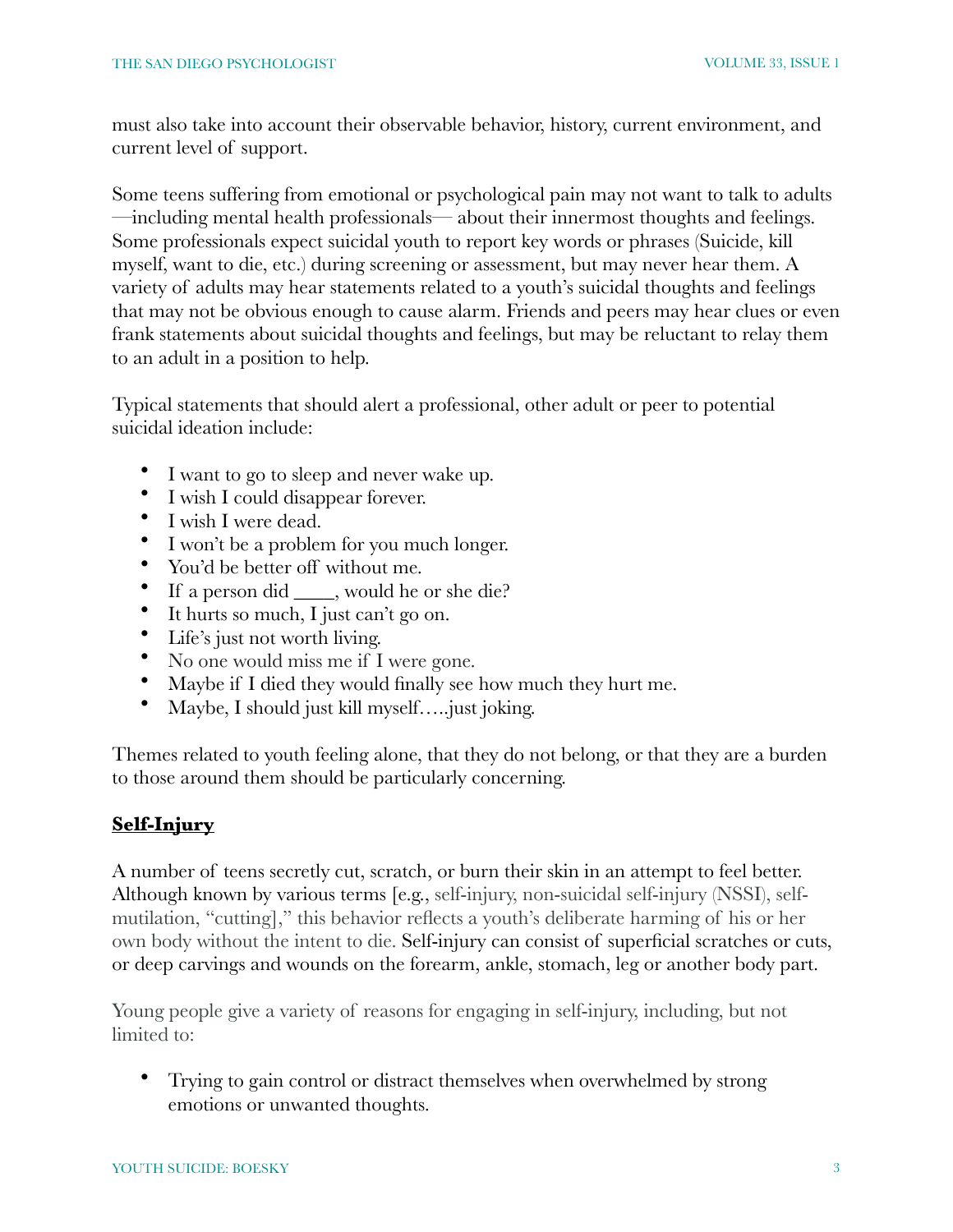must also take into account their observable behavior, history, current environment, and current level of support.

Some teens suffering from emotional or psychological pain may not want to talk to adults —including mental health professionals— about their innermost thoughts and feelings. Some professionals expect suicidal youth to report key words or phrases (Suicide, kill myself, want to die, etc.) during screening or assessment, but may never hear them. A variety of adults may hear statements related to a youth's suicidal thoughts and feelings that may not be obvious enough to cause alarm. Friends and peers may hear clues or even frank statements about suicidal thoughts and feelings, but may be reluctant to relay them to an adult in a position to help.

Typical statements that should alert a professional, other adult or peer to potential suicidal ideation include:

- I want to go to sleep and never wake up.
- I wish I could disappear forever.
- I wish I were dead.
- I won't be a problem for you much longer.
- You'd be better off without me.
- If a person did ____, would he or she die?
- It hurts so much, I just can't go on.
- Life's just not worth living.
- No one would miss me if I were gone.
- Maybe if I died they would finally see how much they hurt me.
- Maybe, I should just kill myself…..just joking.

Themes related to youth feeling alone, that they do not belong, or that they are a burden to those around them should be particularly concerning.

## **Self-Injury**

A number of teens secretly cut, scratch, or burn their skin in an attempt to feel better. Although known by various terms [e.g., self-injury, non-suicidal self-injury (NSSI), self-mutilation, "cutting]," this behavior reflects a youth's deliberate harming of his or her own body without the intent to die. Self-injury can consist of superficial scratches or cuts, or deep carvings and wounds on the forearm, ankle, stomach, leg or another body part.

Young people give a variety of reasons for engaging in self-injury, including, but not limited to:

- Trying to gain control or distract themselves when overwhelmed by strong emotions or unwanted thoughts.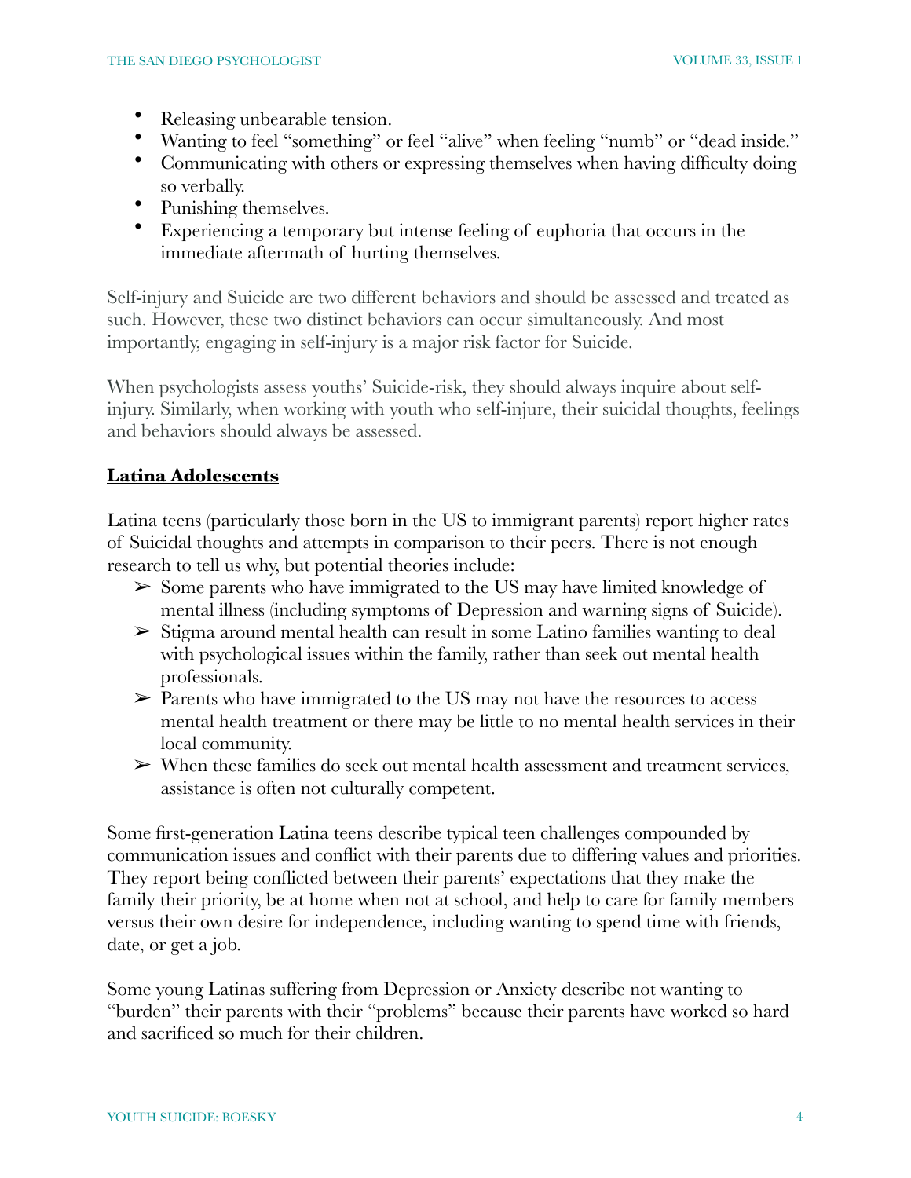- Releasing unbearable tension.
- Wanting to feel "something" or feel "alive" when feeling "numb" or "dead inside."
- Communicating with others or expressing themselves when having difficulty doing so verbally.
- Punishing themselves.
- Experiencing a temporary but intense feeling of euphoria that occurs in the immediate aftermath of hurting themselves.

Self-injury and Suicide are two different behaviors and should be assessed and treated as such. However, these two distinct behaviors can occur simultaneously. And most importantly, engaging in self-injury is a major risk factor for Suicide.

When psychologists assess youths' Suicide-risk, they should always inquire about self-injury. Similarly, when working with youth who self-injure, their suicidal thoughts, feelings and behaviors should always be assessed.

## **Latina Adolescents**

Latina teens (particularly those born in the US to immigrant parents) report higher rates of Suicidal thoughts and attempts in comparison to their peers. There is not enough research to tell us why, but potential theories include:

- Some parents who have immigrated to the US may have limited knowledge of mental illness (including symptoms of Depression and warning signs of Suicide).
- Stigma around mental health can result in some Latino families wanting to deal with psychological issues within the family, rather than seek out mental health professionals.
- Parents who have immigrated to the US may not have the resources to access mental health treatment or there may be little to no mental health services in their local community.
- When these families do seek out mental health assessment and treatment services, assistance is often not culturally competent.

Some first-generation Latina teens describe typical teen challenges compounded by communication issues and conflict with their parents due to differing values and priorities. They report being conflicted between their parents' expectations that they make the family their priority, be at home when not at school, and help to care for family members versus their own desire for independence, including wanting to spend time with friends, date, or get a job.

Some young Latinas suffering from Depression or Anxiety describe not wanting to "burden" their parents with their "problems" because their parents have worked so hard and sacrificed so much for their children.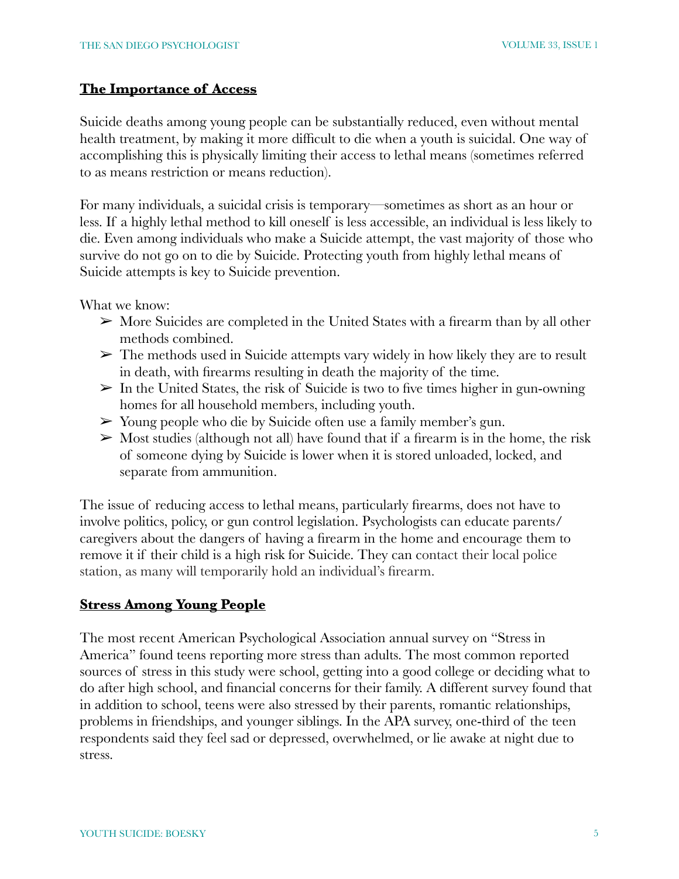## The Importance of Access

Suicide deaths among young people can be substantially reduced, even without mental health treatment, by making it more difficult to die when a youth is suicidal. One way of accomplishing this is physically limiting their access to lethal means (sometimes referred to as means restriction or means reduction).

For many individuals, a suicidal crisis is temporary—sometimes as short as an hour or less. If a highly lethal method to kill oneself is less accessible, an individual is less likely to die. Even among individuals who make a Suicide attempt, the vast majority of those who survive do not go on to die by Suicide. Protecting youth from highly lethal means of Suicide attempts is key to Suicide prevention.

What we know:

- More Suicides are completed in the United States with a firearm than by all other methods combined.
- The methods used in Suicide attempts vary widely in how likely they are to result in death, with firearms resulting in death the majority of the time.
- In the United States, the risk of Suicide is two to five times higher in gun-owning homes for all household members, including youth.
- Young people who die by Suicide often use a family member's gun.
- Most studies (although not all) have found that if a firearm is in the home, the risk of someone dying by Suicide is lower when it is stored unloaded, locked, and separate from ammunition.

The issue of reducing access to lethal means, particularly firearms, does not have to involve politics, policy, or gun control legislation. Psychologists can educate parents/caregivers about the dangers of having a firearm in the home and encourage them to remove it if their child is a high risk for Suicide. They can contact their local police station, as many will temporarily hold an individual's firearm.

## Stress Among Young People

The most recent American Psychological Association annual survey on "Stress in America" found teens reporting more stress than adults. The most common reported sources of stress in this study were school, getting into a good college or deciding what to do after high school, and financial concerns for their family. A different survey found that in addition to school, teens were also stressed by their parents, romantic relationships, problems in friendships, and younger siblings. In the APA survey, one-third of the teen respondents said they feel sad or depressed, overwhelmed, or lie awake at night due to stress.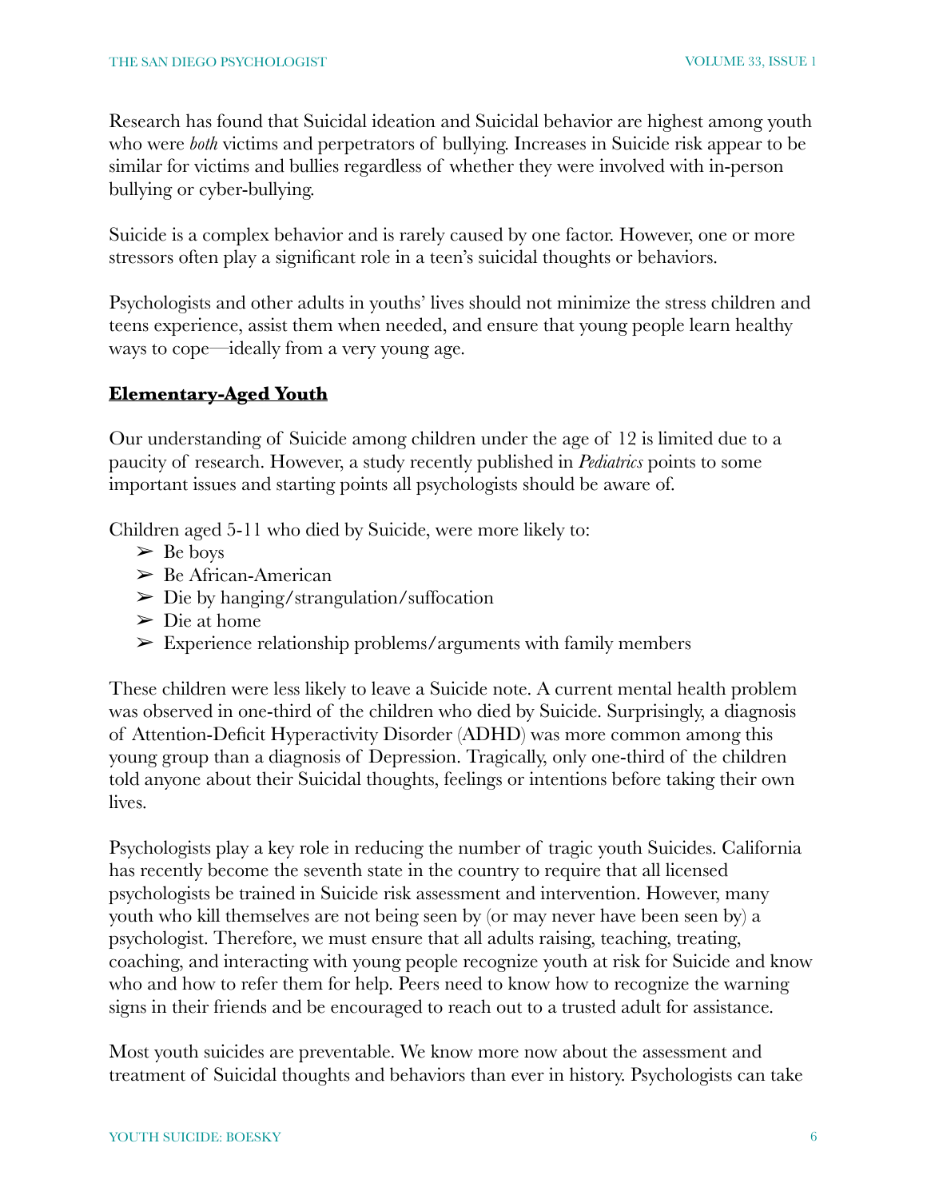Research has found that Suicidal ideation and Suicidal behavior are highest among youth who were *both* victims and perpetrators of bullying. Increases in Suicide risk appear to be similar for victims and bullies regardless of whether they were involved with in-person bullying or cyber-bullying.

Suicide is a complex behavior and is rarely caused by one factor. However, one or more stressors often play a significant role in a teen's suicidal thoughts or behaviors.

Psychologists and other adults in youths' lives should not minimize the stress children and teens experience, assist them when needed, and ensure that young people learn healthy ways to cope—ideally from a very young age.

## **Elementary-Aged Youth**

Our understanding of Suicide among children under the age of 12 is limited due to a paucity of research. However, a study recently published in *Pediatrics* points to some important issues and starting points all psychologists should be aware of.

Children aged 5-11 who died by Suicide, were more likely to:

- Be boys
- Be African-American
- Die by hanging/strangulation/suffocation
- Die at home
- Experience relationship problems/arguments with family members

These children were less likely to leave a Suicide note. A current mental health problem was observed in one-third of the children who died by Suicide. Surprisingly, a diagnosis of Attention-Deficit Hyperactivity Disorder (ADHD) was more common among this young group than a diagnosis of Depression. Tragically, only one-third of the children told anyone about their Suicidal thoughts, feelings or intentions before taking their own lives.

Psychologists play a key role in reducing the number of tragic youth Suicides. California has recently become the seventh state in the country to require that all licensed psychologists be trained in Suicide risk assessment and intervention. However, many youth who kill themselves are not being seen by (or may never have been seen by) a psychologist. Therefore, we must ensure that all adults raising, teaching, treating, coaching, and interacting with young people recognize youth at risk for Suicide and know who and how to refer them for help. Peers need to know how to recognize the warning signs in their friends and be encouraged to reach out to a trusted adult for assistance.

Most youth suicides are preventable. We know more now about the assessment and treatment of Suicidal thoughts and behaviors than ever in history. Psychologists can take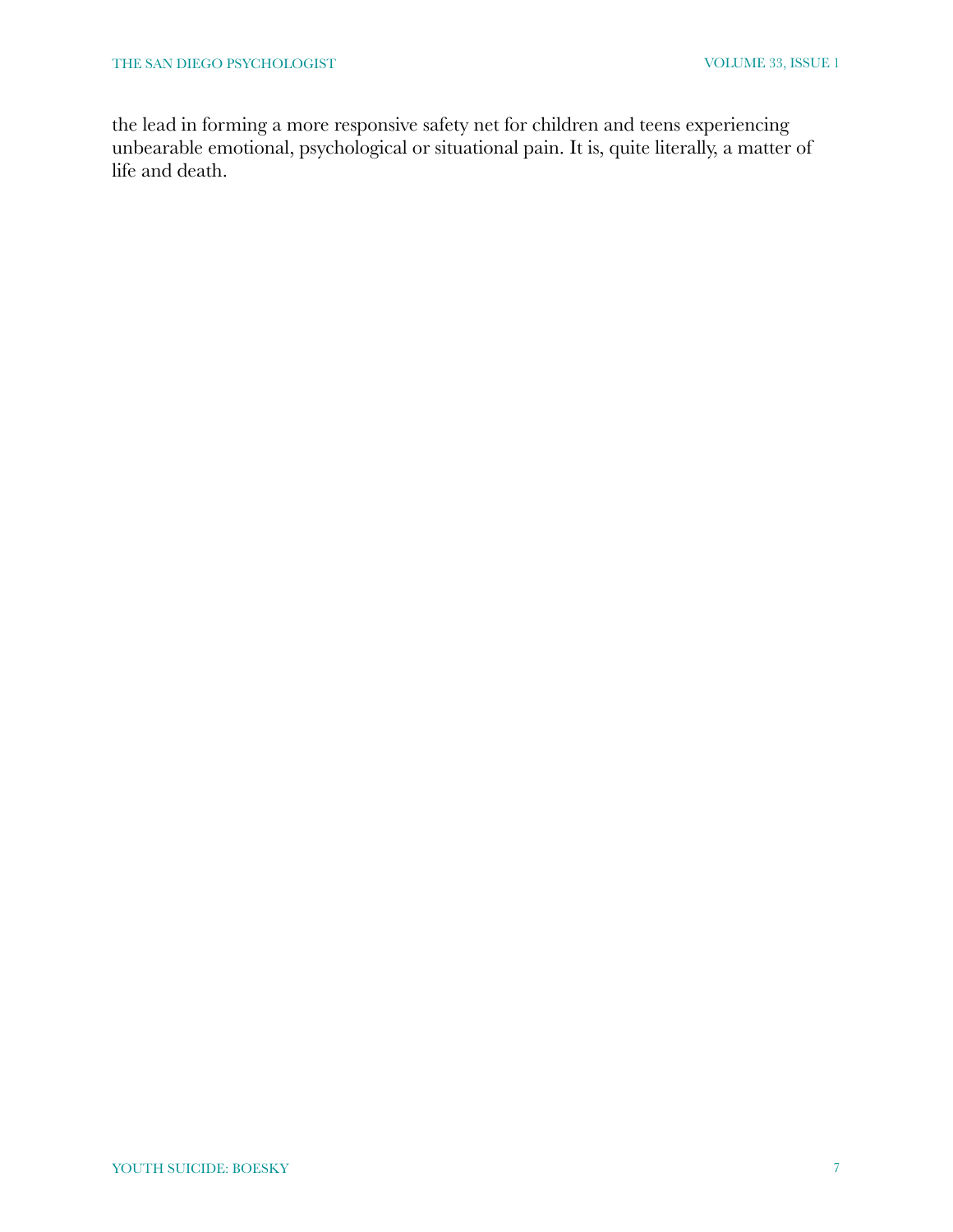the lead in forming a more responsive safety net for children and teens experiencing unbearable emotional, psychological or situational pain. It is, quite literally, a matter of life and death.